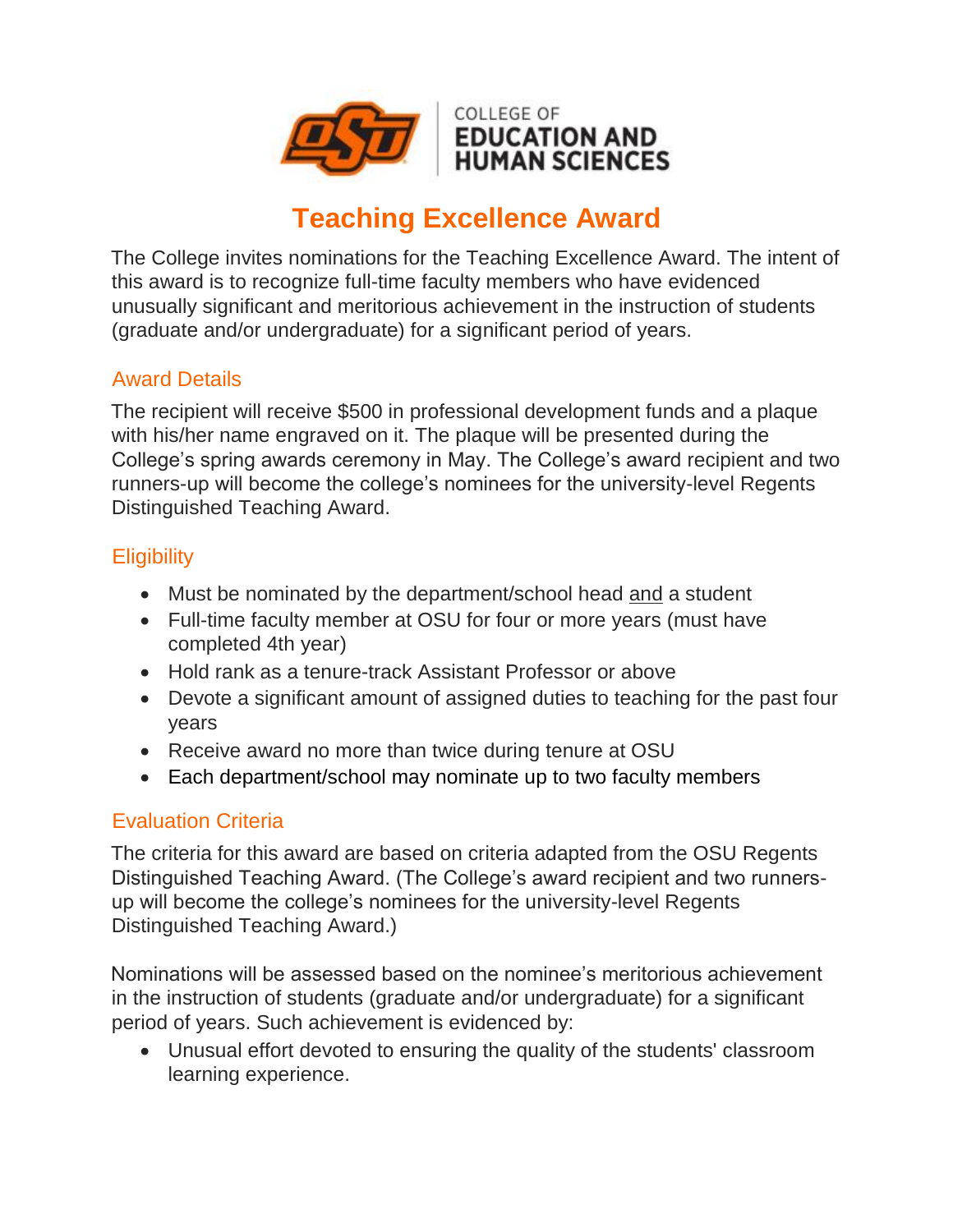COLLEGE OF
EDUCATION AND
HUMAN SCIENCES

# Teaching Excellence Award

The College invites nominations for the Teaching Excellence Award. The intent of this award is to recognize full-time faculty members who have evidenced unusually significant and meritorious achievement in the instruction of students (graduate and/or undergraduate) for a significant period of years.

## Award Details

The recipient will receive $500 in professional development funds and a plaque with his/her name engraved on it. The plaque will be presented during the College's spring awards ceremony in May. The College's award recipient and two runners-up will become the college's nominees for the university-level Regents Distinguished Teaching Award.

## Eligibility

- Must be nominated by the department/school head <u>and</u> a student
- Full-time faculty member at OSU for four or more years (must have completed 4th year)
- Hold rank as a tenure-track Assistant Professor or above
- Devote a significant amount of assigned duties to teaching for the past four years
- Receive award no more than twice during tenure at OSU
- Each department/school may nominate up to two faculty members

## Evaluation Criteria

The criteria for this award are based on criteria adapted from the OSU Regents Distinguished Teaching Award. (The College's award recipient and two runners-up will become the college's nominees for the university-level Regents Distinguished Teaching Award.)

Nominations will be assessed based on the nominee's meritorious achievement in the instruction of students (graduate and/or undergraduate) for a significant period of years. Such achievement is evidenced by:

- Unusual effort devoted to ensuring the quality of the students' classroom learning experience.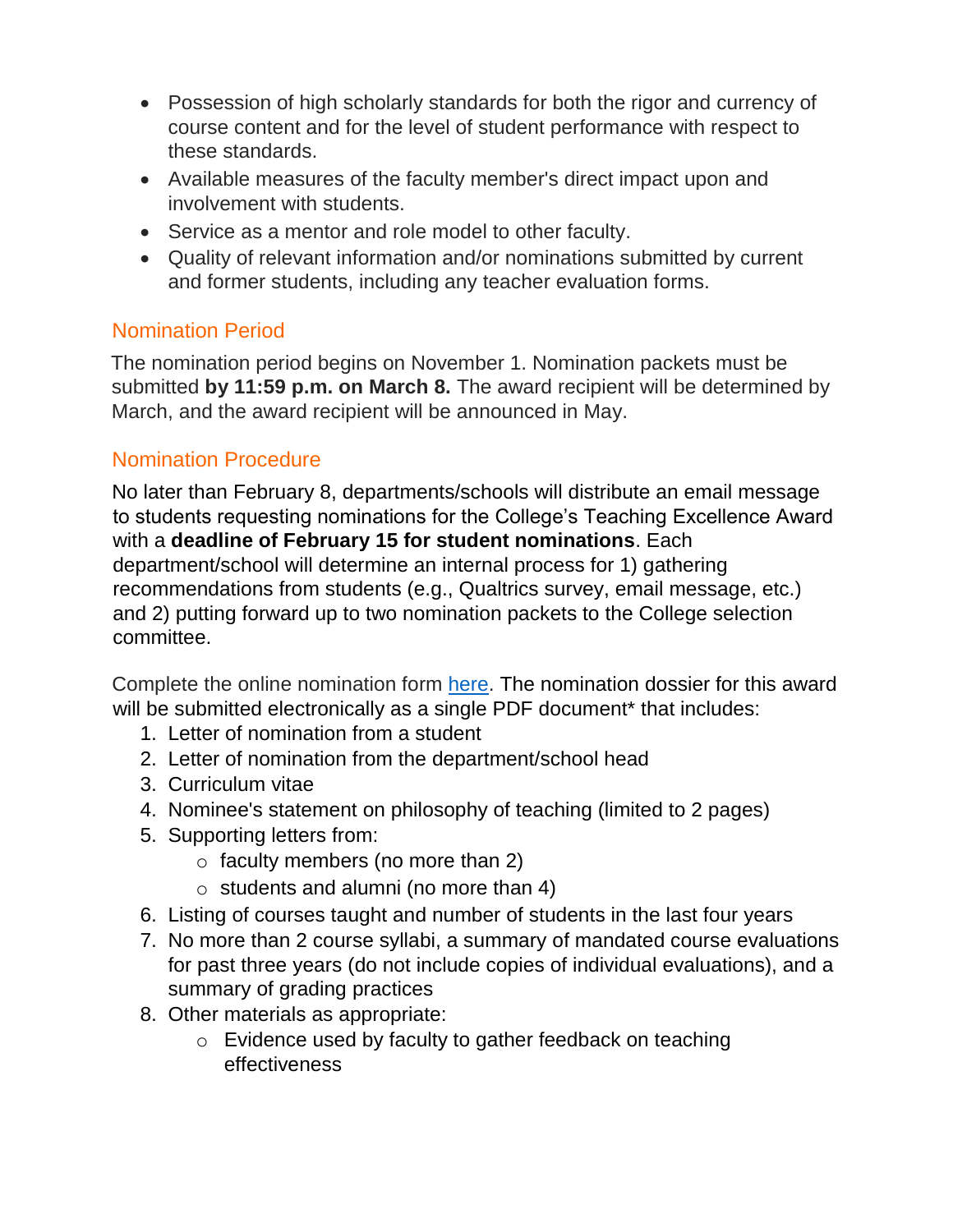- Possession of high scholarly standards for both the rigor and currency of course content and for the level of student performance with respect to these standards.
- Available measures of the faculty member's direct impact upon and involvement with students.
- Service as a mentor and role model to other faculty.
- Quality of relevant information and/or nominations submitted by current and former students, including any teacher evaluation forms.

## Nomination Period

The nomination period begins on November 1. Nomination packets must be submitted **by 11:59 p.m. on March 8.** The award recipient will be determined by March, and the award recipient will be announced in May.

## Nomination Procedure

No later than February 8, departments/schools will distribute an email message to students requesting nominations for the College's Teaching Excellence Award with a **deadline of February 15 for student nominations**. Each department/school will determine an internal process for 1) gathering recommendations from students (e.g., Qualtrics survey, email message, etc.) and 2) putting forward up to two nomination packets to the College selection committee.

Complete the online nomination form [here](). The nomination dossier for this award will be submitted electronically as a single PDF document* that includes:

1. Letter of nomination from a student
2. Letter of nomination from the department/school head
3. Curriculum vitae
4. Nominee's statement on philosophy of teaching (limited to 2 pages)
5. Supporting letters from:
   - faculty members (no more than 2)
   - students and alumni (no more than 4)
6. Listing of courses taught and number of students in the last four years
7. No more than 2 course syllabi, a summary of mandated course evaluations for past three years (do not include copies of individual evaluations), and a summary of grading practices
8. Other materials as appropriate:
   - Evidence used by faculty to gather feedback on teaching effectiveness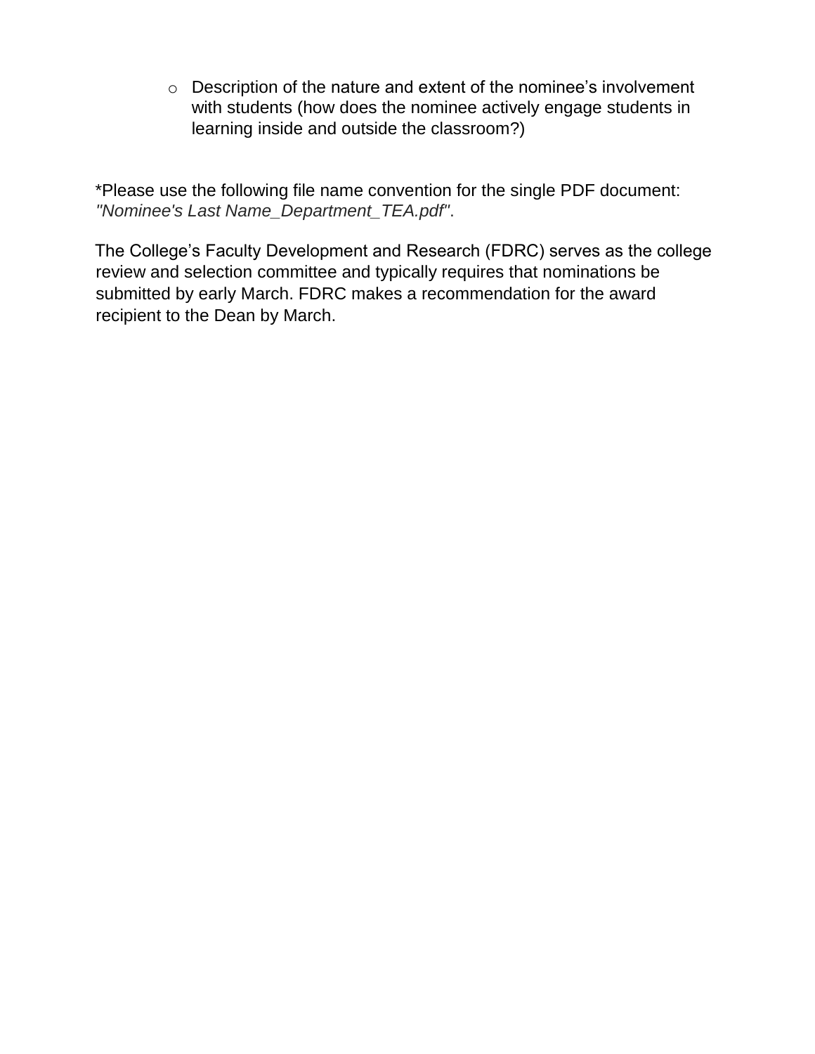- Description of the nature and extent of the nominee’s involvement with students (how does the nominee actively engage students in learning inside and outside the classroom?)

*Please use the following file name convention for the single PDF document: *"Nominee's Last Name_Department_TEA.pdf"*.

The College’s Faculty Development and Research (FDRC) serves as the college review and selection committee and typically requires that nominations be submitted by early March. FDRC makes a recommendation for the award recipient to the Dean by March.